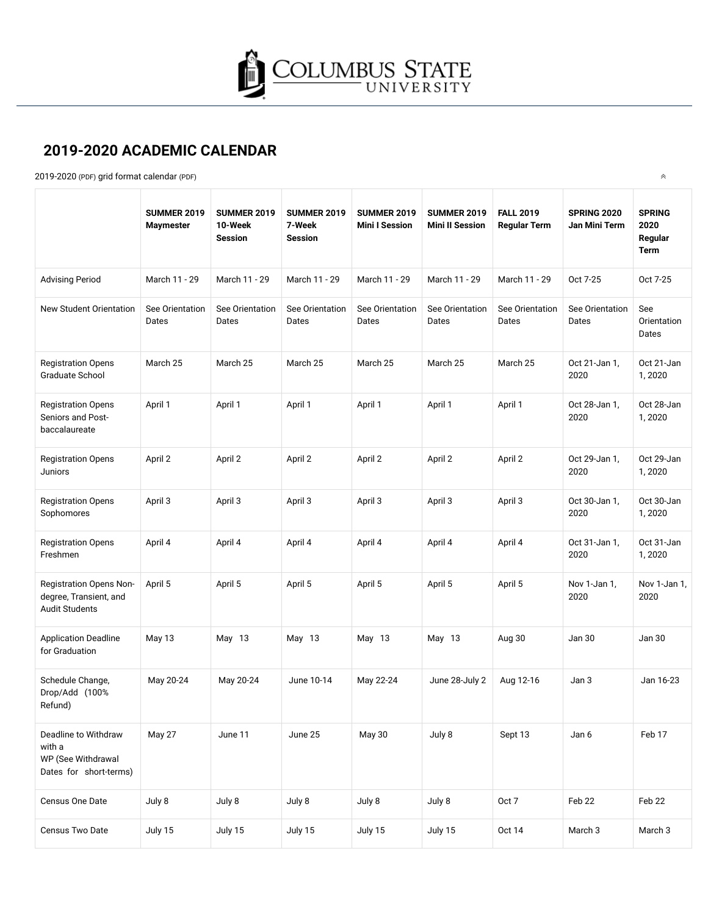## 2019-2020 ACADEMIC CALENDAR

2019-2020 (PDF) grid format calendar (PDF)

| | SUMMER 2019 Maymester | SUMMER 2019 10-Week Session | SUMMER 2019 7-Week Session | SUMMER 2019 Mini I Session | SUMMER 2019 Mini II Session | FALL 2019 Regular Term | SPRING 2020 Jan Mini Term | SPRING 2020 Regular Term |
|---|---|---|---|---|---|---|---|---|
| Advising Period | March 11 - 29 | March 11 - 29 | March 11 - 29 | March 11 - 29 | March 11 - 29 | March 11 - 29 | Oct 7-25 | Oct 7-25 |
| New Student Orientation | See Orientation Dates | See Orientation Dates | See Orientation Dates | See Orientation Dates | See Orientation Dates | See Orientation Dates | See Orientation Dates | See Orientation Dates |
| Registration Opens Graduate School | March 25 | March 25 | March 25 | March 25 | March 25 | March 25 | Oct 21-Jan 1, 2020 | Oct 21-Jan 1, 2020 |
| Registration Opens Seniors and Post-baccalaureate | April 1 | April 1 | April 1 | April 1 | April 1 | April 1 | Oct 28-Jan 1, 2020 | Oct 28-Jan 1, 2020 |
| Registration Opens Juniors | April 2 | April 2 | April 2 | April 2 | April 2 | April 2 | Oct 29-Jan 1, 2020 | Oct 29-Jan 1, 2020 |
| Registration Opens Sophomores | April 3 | April 3 | April 3 | April 3 | April 3 | April 3 | Oct 30-Jan 1, 2020 | Oct 30-Jan 1, 2020 |
| Registration Opens Freshmen | April 4 | April 4 | April 4 | April 4 | April 4 | April 4 | Oct 31-Jan 1, 2020 | Oct 31-Jan 1, 2020 |
| Registration Opens Non-degree, Transient, and Audit Students | April 5 | April 5 | April 5 | April 5 | April 5 | April 5 | Nov 1-Jan 1, 2020 | Nov 1-Jan 1, 2020 |
| Application Deadline for Graduation | May 13 | May 13 | May 13 | May 13 | May 13 | Aug 30 | Jan 30 | Jan 30 |
| Schedule Change, Drop/Add (100% Refund) | May 20-24 | May 20-24 | June 10-14 | May 22-24 | June 28-July 2 | Aug 12-16 | Jan 3 | Jan 16-23 |
| Deadline to Withdraw with a WP (See Withdrawal Dates for short-terms) | May 27 | June 11 | June 25 | May 30 | July 8 | Sept 13 | Jan 6 | Feb 17 |
| Census One Date | July 8 | July 8 | July 8 | July 8 | July 8 | Oct 7 | Feb 22 | Feb 22 |
| Census Two Date | July 15 | July 15 | July 15 | July 15 | July 15 | Oct 14 | March 3 | March 3 |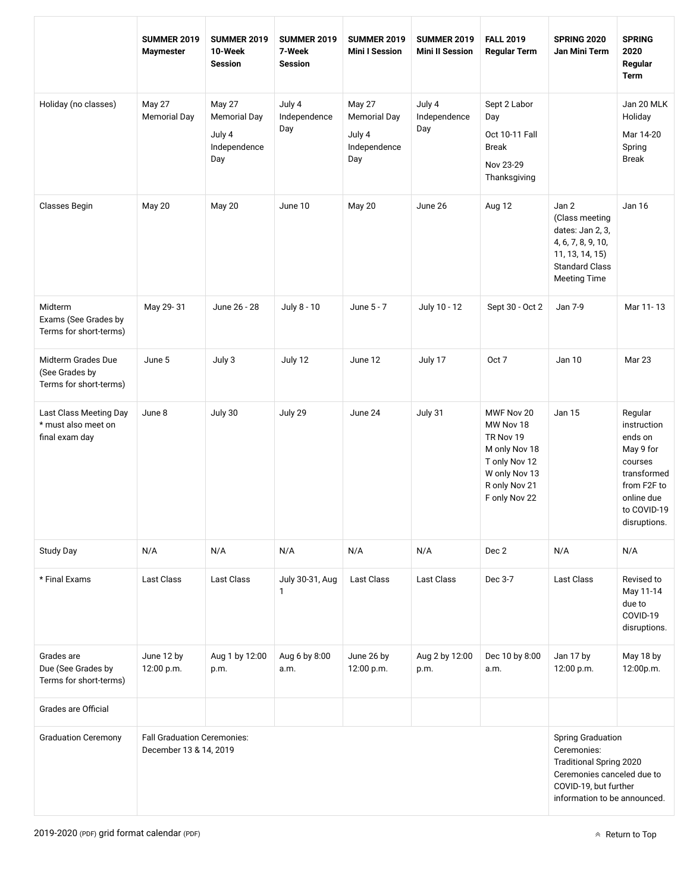| | SUMMER 2019 Maymester | SUMMER 2019 10-Week Session | SUMMER 2019 7-Week Session | SUMMER 2019 Mini I Session | SUMMER 2019 Mini II Session | FALL 2019 Regular Term | SPRING 2020 Jan Mini Term | SPRING 2020 Regular Term |
|---|---|---|---|---|---|---|---|---|
| Holiday (no classes) | May 27 Memorial Day | May 27 Memorial Day<br>July 4 Independence Day | July 4 Independence Day | May 27 Memorial Day<br>July 4 Independence Day | July 4 Independence Day | Sept 2 Labor Day<br>Oct 10-11 Fall Break<br>Nov 23-29 Thanksgiving | | Jan 20 MLK Holiday<br>Mar 14-20 Spring Break |
| Classes Begin | May 20 | May 20 | June 10 | May 20 | June 26 | Aug 12 | Jan 2 (Class meeting dates: Jan 2, 3, 4, 6, 7, 8, 9, 10, 11, 13, 14, 15) Standard Class Meeting Time | Jan 16 |
| Midterm Exams (See Grades by Terms for short-terms) | May 29- 31 | June 26 - 28 | July 8 - 10 | June 5 - 7 | July 10 - 12 | Sept 30 - Oct 2 | Jan 7-9 | Mar 11- 13 |
| Midterm Grades Due (See Grades by Terms for short-terms) | June 5 | July 3 | July 12 | June 12 | July 17 | Oct 7 | Jan 10 | Mar 23 |
| Last Class Meeting Day * must also meet on final exam day | June 8 | July 30 | July 29 | June 24 | July 31 | MWF Nov 20<br>MW Nov 18<br>TR Nov 19<br>M only Nov 18<br>T only Nov 12<br>W only Nov 13<br>R only Nov 21<br>F only Nov 22 | Jan 15 | Regular instruction ends on May 9 for courses transformed from F2F to online due to COVID-19 disruptions. |
| Study Day | N/A | N/A | N/A | N/A | N/A | Dec 2 | N/A | N/A |
| * Final Exams | Last Class | Last Class | July 30-31, Aug 1 | Last Class | Last Class | Dec 3-7 | Last Class | Revised to May 11-14 due to COVID-19 disruptions. |
| Grades are Due (See Grades by Terms for short-terms) | June 12 by 12:00 p.m. | Aug 1 by 12:00 p.m. | Aug 6 by 8:00 a.m. | June 26 by 12:00 p.m. | Aug 2 by 12:00 p.m. | Dec 10 by 8:00 a.m. | Jan 17 by 12:00 p.m. | May 18 by 12:00p.m. |
| Grades are Official | | | | | | | | |
| Graduation Ceremony | Fall Graduation Ceremonies: December 13 & 14, 2019 | | | | | | Spring Graduation Ceremonies: Traditional Spring 2020 Ceremonies canceled due to COVID-19, but further information to be announced. | |

2019-2020 (PDF) grid format calendar (PDF)

Return to Top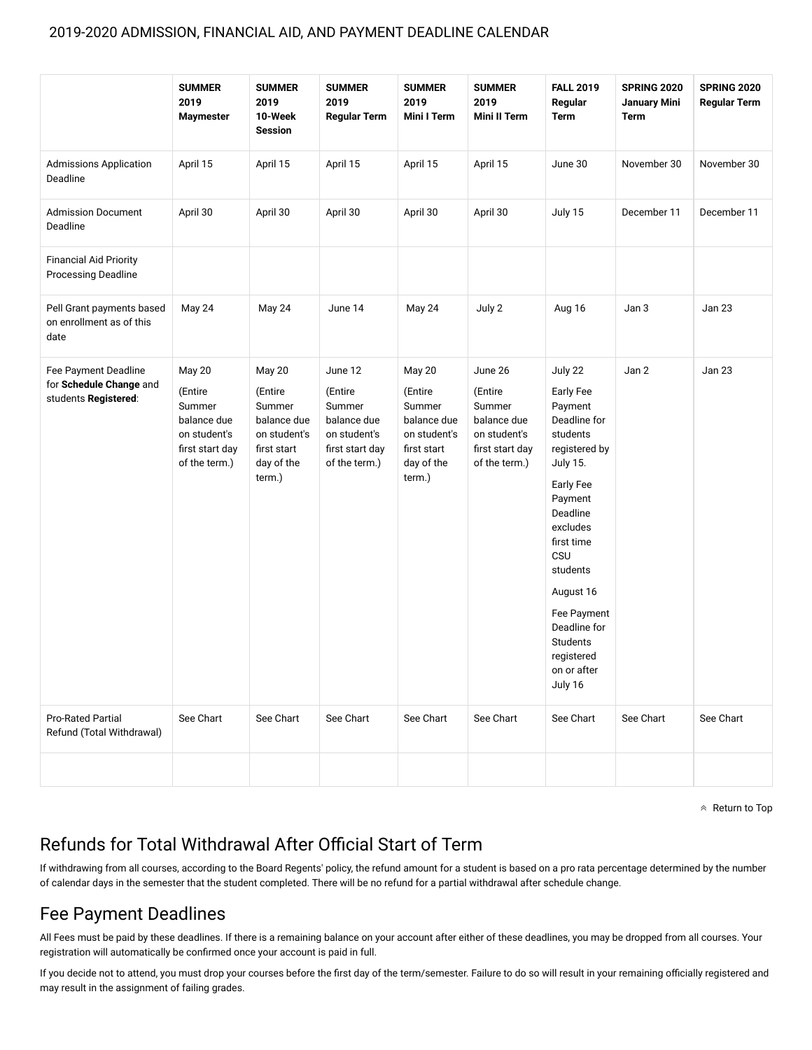2019-2020 ADMISSION, FINANCIAL AID, AND PAYMENT DEADLINE CALENDAR

| | **SUMMER 2019 Maymester** | **SUMMER 2019 10-Week Session** | **SUMMER 2019 Regular Term** | **SUMMER 2019 Mini I Term** | **SUMMER 2019 Mini II Term** | **FALL 2019 Regular Term** | **SPRING 2020 January Mini Term** | **SPRING 2020 Regular Term** |
|---|---|---|---|---|---|---|---|---|
| Admissions Application Deadline | April 15 | April 15 | April 15 | April 15 | April 15 | June 30 | November 30 | November 30 |
| Admission Document Deadline | April 30 | April 30 | April 30 | April 30 | April 30 | July 15 | December 11 | December 11 |
| Financial Aid Priority Processing Deadline | | | | | | | | |
| Pell Grant payments based on enrollment as of this date | May 24 | May 24 | June 14 | May 24 | July 2 | Aug 16 | Jan 3 | Jan 23 |
| Fee Payment Deadline for **Schedule Change** and students **Registered**: | May 20 (Entire Summer balance due on student's first start day of the term.) | May 20 (Entire Summer balance due on student's first start day of the term.) | June 12 (Entire Summer balance due on student's first start day of the term.) | May 20 (Entire Summer balance due on student's first start day of the term.) | June 26 (Entire Summer balance due on student's first start day of the term.) | July 22 Early Fee Payment Deadline for students registered by July 15. Early Fee Payment Deadline excludes first time CSU students August 16 Fee Payment Deadline for Students registered on or after July 16 | Jan 2 | Jan 23 |
| Pro-Rated Partial Refund (Total Withdrawal) | See Chart | See Chart | See Chart | See Chart | See Chart | See Chart | See Chart | See Chart |
| | | | | | | | | |

Return to Top

## Refunds for Total Withdrawal After Official Start of Term

If withdrawing from all courses, according to the Board Regents' policy, the refund amount for a student is based on a pro rata percentage determined by the number of calendar days in the semester that the student completed. There will be no refund for a partial withdrawal after schedule change.

## Fee Payment Deadlines

All Fees must be paid by these deadlines. If there is a remaining balance on your account after either of these deadlines, you may be dropped from all courses. Your registration will automatically be confirmed once your account is paid in full.

If you decide not to attend, you must drop your courses before the first day of the term/semester. Failure to do so will result in your remaining officially registered and may result in the assignment of failing grades.